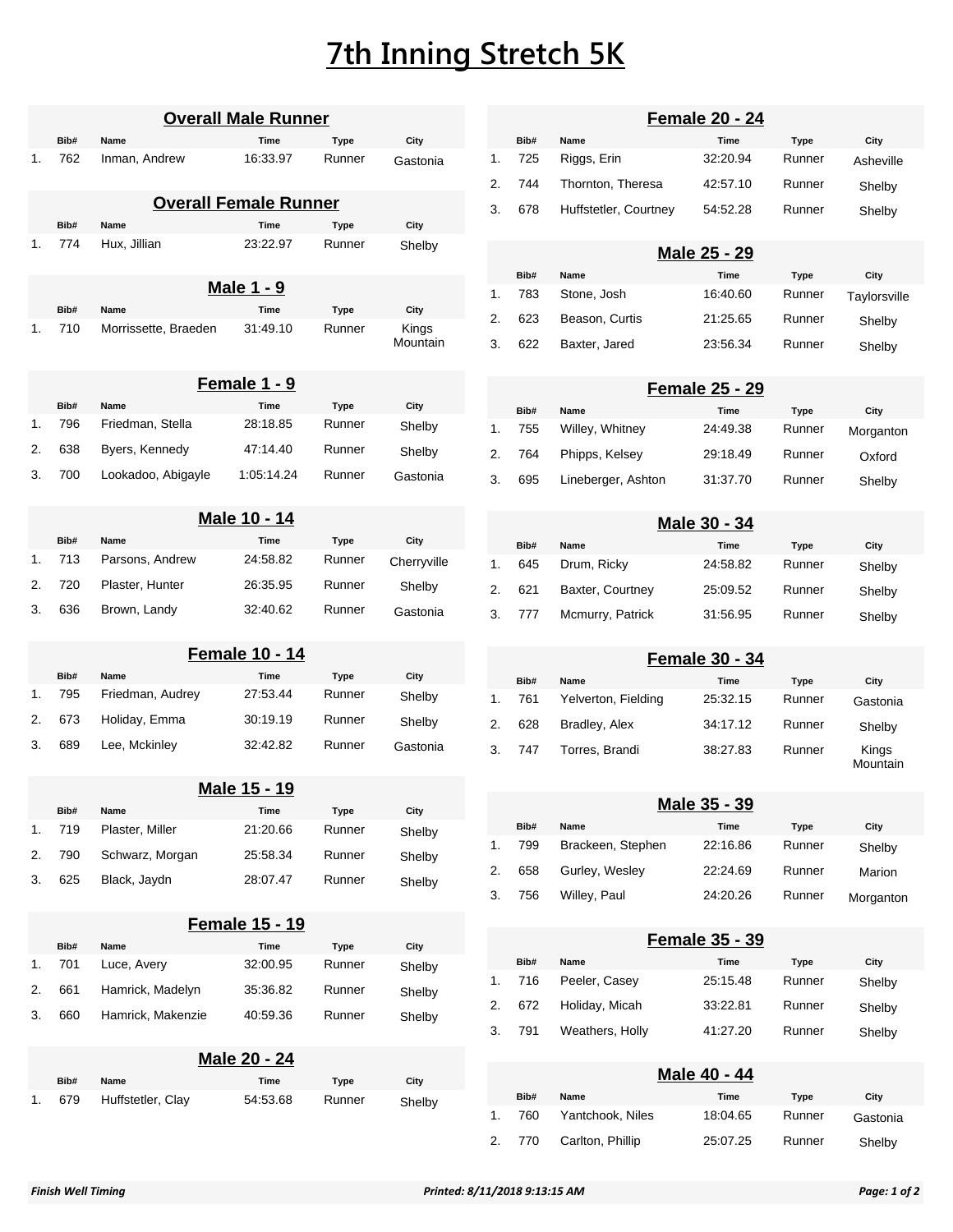# 7th Inning Stretch 5K

## Overall Male Runner

| | Bib# | Name | Time | Type | City |
|---|---|---|---|---|---|
| 1. | 762 | Inman, Andrew | 16:33.97 | Runner | Gastonia |

## Overall Female Runner

| | Bib# | Name | Time | Type | City |
|---|---|---|---|---|---|
| 1. | 774 | Hux, Jillian | 23:22.97 | Runner | Shelby |

## Male 1 - 9

| | Bib# | Name | Time | Type | City |
|---|---|---|---|---|---|
| 1. | 710 | Morrissette, Braeden | 31:49.10 | Runner | Kings Mountain |

## Female 1 - 9

| | Bib# | Name | Time | Type | City |
|---|---|---|---|---|---|
| 1. | 796 | Friedman, Stella | 28:18.85 | Runner | Shelby |
| 2. | 638 | Byers, Kennedy | 47:14.40 | Runner | Shelby |
| 3. | 700 | Lookadoo, Abigayle | 1:05:14.24 | Runner | Gastonia |

## Male 10 - 14

| | Bib# | Name | Time | Type | City |
|---|---|---|---|---|---|
| 1. | 713 | Parsons, Andrew | 24:58.82 | Runner | Cherryville |
| 2. | 720 | Plaster, Hunter | 26:35.95 | Runner | Shelby |
| 3. | 636 | Brown, Landy | 32:40.62 | Runner | Gastonia |

## Female 10 - 14

| | Bib# | Name | Time | Type | City |
|---|---|---|---|---|---|
| 1. | 795 | Friedman, Audrey | 27:53.44 | Runner | Shelby |
| 2. | 673 | Holiday, Emma | 30:19.19 | Runner | Shelby |
| 3. | 689 | Lee, Mckinley | 32:42.82 | Runner | Gastonia |

## Male 15 - 19

| | Bib# | Name | Time | Type | City |
|---|---|---|---|---|---|
| 1. | 719 | Plaster, Miller | 21:20.66 | Runner | Shelby |
| 2. | 790 | Schwarz, Morgan | 25:58.34 | Runner | Shelby |
| 3. | 625 | Black, Jaydn | 28:07.47 | Runner | Shelby |

## Female 15 - 19

| | Bib# | Name | Time | Type | City |
|---|---|---|---|---|---|
| 1. | 701 | Luce, Avery | 32:00.95 | Runner | Shelby |
| 2. | 661 | Hamrick, Madelyn | 35:36.82 | Runner | Shelby |
| 3. | 660 | Hamrick, Makenzie | 40:59.36 | Runner | Shelby |

## Male 20 - 24

| | Bib# | Name | Time | Type | City |
|---|---|---|---|---|---|
| 1. | 679 | Huffstetler, Clay | 54:53.68 | Runner | Shelby |

## Female 20 - 24

| | Bib# | Name | Time | Type | City |
|---|---|---|---|---|---|
| 1. | 725 | Riggs, Erin | 32:20.94 | Runner | Asheville |
| 2. | 744 | Thornton, Theresa | 42:57.10 | Runner | Shelby |
| 3. | 678 | Huffstetler, Courtney | 54:52.28 | Runner | Shelby |

## Male 25 - 29

| | Bib# | Name | Time | Type | City |
|---|---|---|---|---|---|
| 1. | 783 | Stone, Josh | 16:40.60 | Runner | Taylorsville |
| 2. | 623 | Beason, Curtis | 21:25.65 | Runner | Shelby |
| 3. | 622 | Baxter, Jared | 23:56.34 | Runner | Shelby |

## Female 25 - 29

| | Bib# | Name | Time | Type | City |
|---|---|---|---|---|---|
| 1. | 755 | Willey, Whitney | 24:49.38 | Runner | Morganton |
| 2. | 764 | Phipps, Kelsey | 29:18.49 | Runner | Oxford |
| 3. | 695 | Lineberger, Ashton | 31:37.70 | Runner | Shelby |

## Male 30 - 34

| | Bib# | Name | Time | Type | City |
|---|---|---|---|---|---|
| 1. | 645 | Drum, Ricky | 24:58.82 | Runner | Shelby |
| 2. | 621 | Baxter, Courtney | 25:09.52 | Runner | Shelby |
| 3. | 777 | Mcmurry, Patrick | 31:56.95 | Runner | Shelby |

## Female 30 - 34

| | Bib# | Name | Time | Type | City |
|---|---|---|---|---|---|
| 1. | 761 | Yelverton, Fielding | 25:32.15 | Runner | Gastonia |
| 2. | 628 | Bradley, Alex | 34:17.12 | Runner | Shelby |
| 3. | 747 | Torres, Brandi | 38:27.83 | Runner | Kings Mountain |

## Male 35 - 39

| | Bib# | Name | Time | Type | City |
|---|---|---|---|---|---|
| 1. | 799 | Brackeen, Stephen | 22:16.86 | Runner | Shelby |
| 2. | 658 | Gurley, Wesley | 22:24.69 | Runner | Marion |
| 3. | 756 | Willey, Paul | 24:20.26 | Runner | Morganton |

## Female 35 - 39

| | Bib# | Name | Time | Type | City |
|---|---|---|---|---|---|
| 1. | 716 | Peeler, Casey | 25:15.48 | Runner | Shelby |
| 2. | 672 | Holiday, Micah | 33:22.81 | Runner | Shelby |
| 3. | 791 | Weathers, Holly | 41:27.20 | Runner | Shelby |

## Male 40 - 44

| | Bib# | Name | Time | Type | City |
|---|---|---|---|---|---|
| 1. | 760 | Yantchook, Niles | 18:04.65 | Runner | Gastonia |
| 2. | 770 | Carlton, Phillip | 25:07.25 | Runner | Shelby |

*Finish Well Timing* *Printed: 8/11/2018 9:13:15 AM*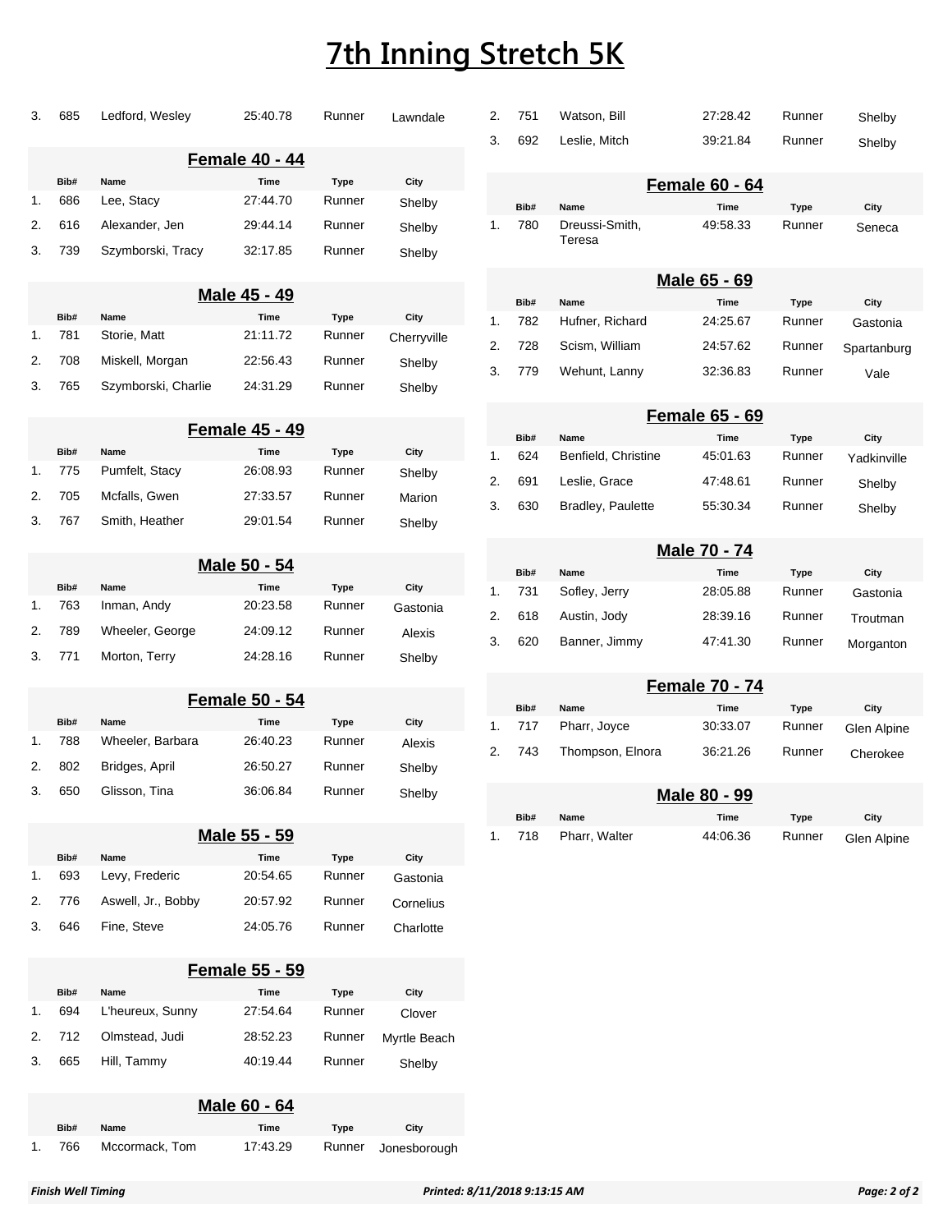# 7th Inning Stretch 5K

| | Bib# | Name | Time | Type | City |
|---|---|---|---|---|---|
| 3. | 685 | Ledford, Wesley | 25:40.78 | Runner | Lawndale |

## Female 40 - 44

| | Bib# | Name | Time | Type | City |
|---|---|---|---|---|---|
| 1. | 686 | Lee, Stacy | 27:44.70 | Runner | Shelby |
| 2. | 616 | Alexander, Jen | 29:44.14 | Runner | Shelby |
| 3. | 739 | Szymborski, Tracy | 32:17.85 | Runner | Shelby |

## Male 45 - 49

| | Bib# | Name | Time | Type | City |
|---|---|---|---|---|---|
| 1. | 781 | Storie, Matt | 21:11.72 | Runner | Cherryville |
| 2. | 708 | Miskell, Morgan | 22:56.43 | Runner | Shelby |
| 3. | 765 | Szymborski, Charlie | 24:31.29 | Runner | Shelby |

## Female 45 - 49

| | Bib# | Name | Time | Type | City |
|---|---|---|---|---|---|
| 1. | 775 | Pumfelt, Stacy | 26:08.93 | Runner | Shelby |
| 2. | 705 | Mcfalls, Gwen | 27:33.57 | Runner | Marion |
| 3. | 767 | Smith, Heather | 29:01.54 | Runner | Shelby |

## Male 50 - 54

| | Bib# | Name | Time | Type | City |
|---|---|---|---|---|---|
| 1. | 763 | Inman, Andy | 20:23.58 | Runner | Gastonia |
| 2. | 789 | Wheeler, George | 24:09.12 | Runner | Alexis |
| 3. | 771 | Morton, Terry | 24:28.16 | Runner | Shelby |

## Female 50 - 54

| | Bib# | Name | Time | Type | City |
|---|---|---|---|---|---|
| 1. | 788 | Wheeler, Barbara | 26:40.23 | Runner | Alexis |
| 2. | 802 | Bridges, April | 26:50.27 | Runner | Shelby |
| 3. | 650 | Glisson, Tina | 36:06.84 | Runner | Shelby |

## Male 55 - 59

| | Bib# | Name | Time | Type | City |
|---|---|---|---|---|---|
| 1. | 693 | Levy, Frederic | 20:54.65 | Runner | Gastonia |
| 2. | 776 | Aswell, Jr., Bobby | 20:57.92 | Runner | Cornelius |
| 3. | 646 | Fine, Steve | 24:05.76 | Runner | Charlotte |

## Female 55 - 59

| | Bib# | Name | Time | Type | City |
|---|---|---|---|---|---|
| 1. | 694 | L'heureux, Sunny | 27:54.64 | Runner | Clover |
| 2. | 712 | Olmstead, Judi | 28:52.23 | Runner | Myrtle Beach |
| 3. | 665 | Hill, Tammy | 40:19.44 | Runner | Shelby |

## Male 60 - 64

| | Bib# | Name | Time | Type | City |
|---|---|---|---|---|---|
| 1. | 766 | Mccormack, Tom | 17:43.29 | Runner | Jonesborough |
| 2. | 751 | Watson, Bill | 27:28.42 | Runner | Shelby |
| 3. | 692 | Leslie, Mitch | 39:21.84 | Runner | Shelby |

## Female 60 - 64

| | Bib# | Name | Time | Type | City |
|---|---|---|---|---|---|
| 1. | 780 | Dreussi-Smith, Teresa | 49:58.33 | Runner | Seneca |

## Male 65 - 69

| | Bib# | Name | Time | Type | City |
|---|---|---|---|---|---|
| 1. | 782 | Hufner, Richard | 24:25.67 | Runner | Gastonia |
| 2. | 728 | Scism, William | 24:57.62 | Runner | Spartanburg |
| 3. | 779 | Wehunt, Lanny | 32:36.83 | Runner | Vale |

## Female 65 - 69

| | Bib# | Name | Time | Type | City |
|---|---|---|---|---|---|
| 1. | 624 | Benfield, Christine | 45:01.63 | Runner | Yadkinville |
| 2. | 691 | Leslie, Grace | 47:48.61 | Runner | Shelby |
| 3. | 630 | Bradley, Paulette | 55:30.34 | Runner | Shelby |

## Male 70 - 74

| | Bib# | Name | Time | Type | City |
|---|---|---|---|---|---|
| 1. | 731 | Sofley, Jerry | 28:05.88 | Runner | Gastonia |
| 2. | 618 | Austin, Jody | 28:39.16 | Runner | Troutman |
| 3. | 620 | Banner, Jimmy | 47:41.30 | Runner | Morganton |

## Female 70 - 74

| | Bib# | Name | Time | Type | City |
|---|---|---|---|---|---|
| 1. | 717 | Pharr, Joyce | 30:33.07 | Runner | Glen Alpine |
| 2. | 743 | Thompson, Elnora | 36:21.26 | Runner | Cherokee |

## Male 80 - 99

| | Bib# | Name | Time | Type | City |
|---|---|---|---|---|---|
| 1. | 718 | Pharr, Walter | 44:06.36 | Runner | Glen Alpine |

*Finish Well Timing* | *Printed: 8/11/2018 9:13:15 AM*